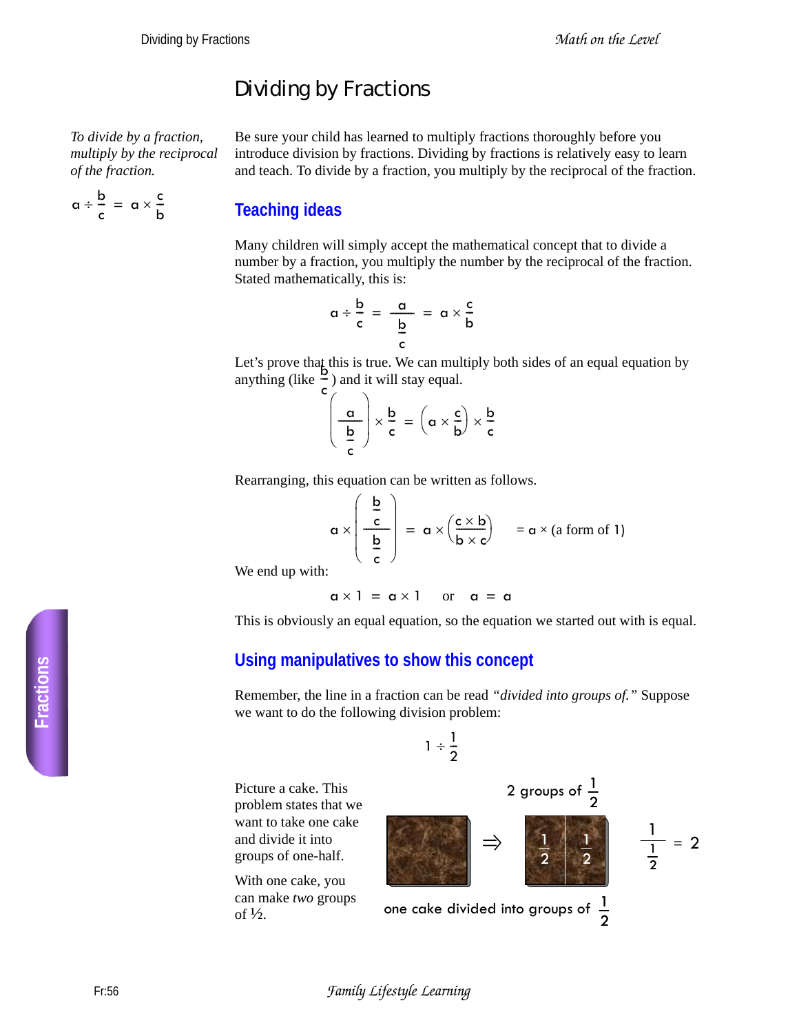# Dividing by Fractions

*To divide by a fraction, multiply by the reciprocal of the fraction.*

$$a \div \frac{b}{c} = a \times \frac{c}{b}$$

Be sure your child has learned to multiply fractions thoroughly before you introduce division by fractions. Dividing by fractions is relatively easy to learn and teach. To divide by a fraction, you multiply by the reciprocal of the fraction.

## Teaching ideas

Many children will simply accept the mathematical concept that to divide a number by a fraction, you multiply the number by the reciprocal of the fraction. Stated mathematically, this is:

$$a \div \frac{b}{c} = \frac{a}{\frac{b}{c}} = a \times \frac{c}{b}$$

Let's prove that this is true. We can multiply both sides of an equal equation by anything (like $\frac{b}{c}$) and it will stay equal.

$$\left(\frac{a}{\frac{b}{c}}\right) \times \frac{b}{c} = \left(a \times \frac{c}{b}\right) \times \frac{b}{c}$$

Rearranging, this equation can be written as follows.

$$a \times \left(\frac{\frac{b}{c}}{\frac{b}{c}}\right) = a \times \left(\frac{c \times b}{b \times c}\right) = a \times \text{(a form of 1)}$$

We end up with:

$$a \times 1 = a \times 1 \quad \text{or} \quad a = a$$

This is obviously an equal equation, so the equation we started out with is equal.

## Using manipulatives to show this concept

Remember, the line in a fraction can be read *"divided into groups of."* Suppose we want to do the following division problem:

$$1 \div \frac{1}{2}$$

Picture a cake. This problem states that we want to take one cake and divide it into groups of one-half.

With one cake, you can make *two* groups of ½.

2 groups of $\frac{1}{2}$

$\Rightarrow$ $\frac{1}{2}$ $\frac{1}{2}$

$$\frac{1}{\frac{1}{2}} = 2$$

one cake divided into groups of $\frac{1}{2}$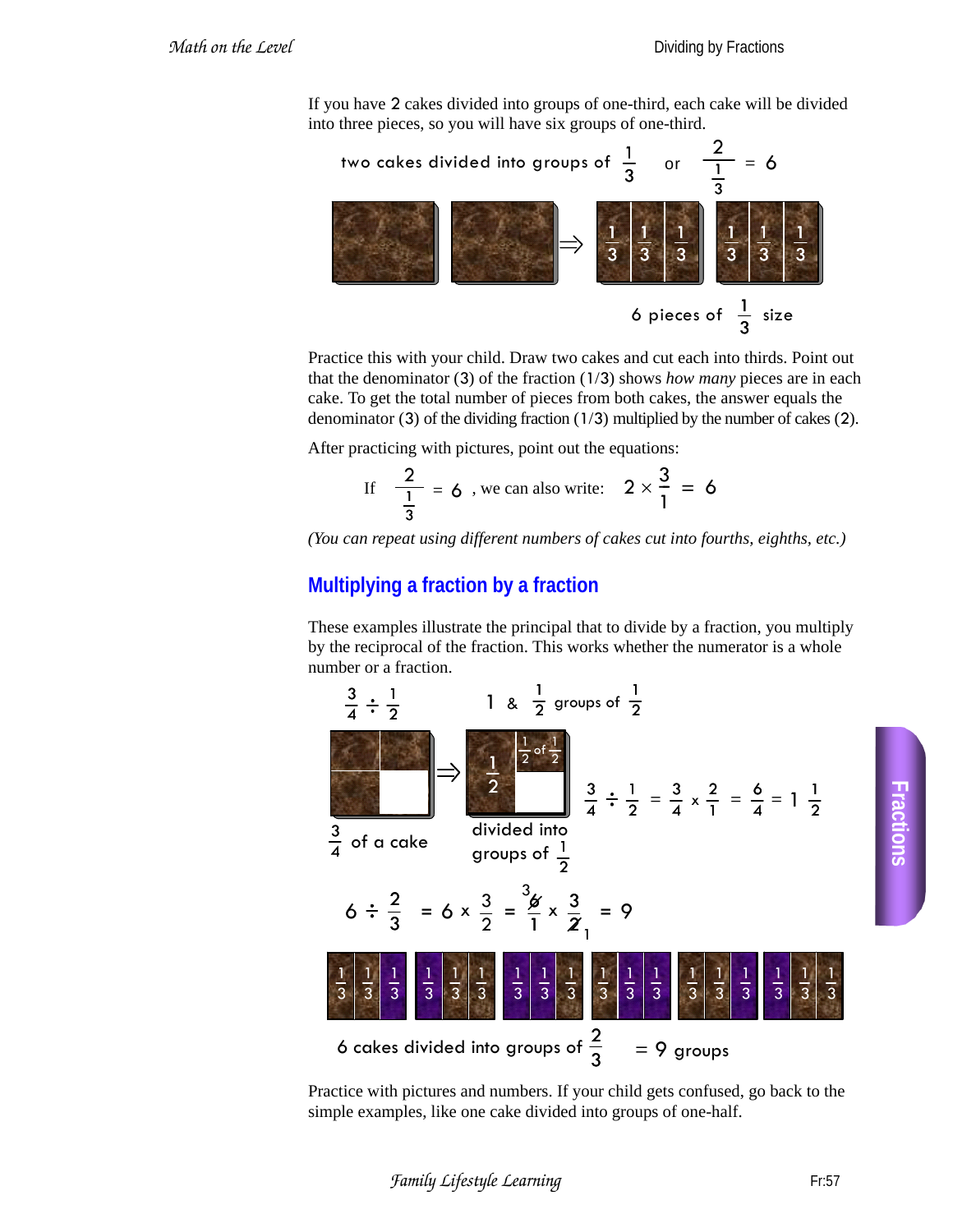If you have 2 cakes divided into groups of one-third, each cake will be divided into three pieces, so you will have six groups of one-third.

two cakes divided into groups of $\frac{1}{3}$ or $\frac{2}{\frac{1}{3}} = 6$

6 pieces of $\frac{1}{3}$ size

Practice this with your child. Draw two cakes and cut each into thirds. Point out that the denominator (3) of the fraction (1/3) shows *how many* pieces are in each cake. To get the total number of pieces from both cakes, the answer equals the denominator (3) of the dividing fraction (1/3) multiplied by the number of cakes (2).

After practicing with pictures, point out the equations:

If $\frac{2}{\frac{1}{3}} = 6$, we can also write: $2 \times \frac{3}{1} = 6$

*(You can repeat using different numbers of cakes cut into fourths, eighths, etc.)*

## Multiplying a fraction by a fraction

These examples illustrate the principal that to divide by a fraction, you multiply by the reciprocal of the fraction. This works whether the numerator is a whole number or a fraction.

$\frac{3}{4} \div \frac{1}{2}$

1 & $\frac{1}{2}$ groups of $\frac{1}{2}$

$\frac{3}{4}$ of a cake

divided into groups of $\frac{1}{2}$

$\frac{3}{4} \div \frac{1}{2} = \frac{3}{4} \times \frac{2}{1} = \frac{6}{4} = 1\frac{1}{2}$

$6 \div \frac{2}{3} = 6 \times \frac{3}{2} = \frac{\overset{3}{\cancel{6}}}{1} \times \frac{3}{\underset{1}{\cancel{2}}} = 9$

6 cakes divided into groups of $\frac{2}{3}$ = 9 groups

Practice with pictures and numbers. If your child gets confused, go back to the simple examples, like one cake divided into groups of one-half.